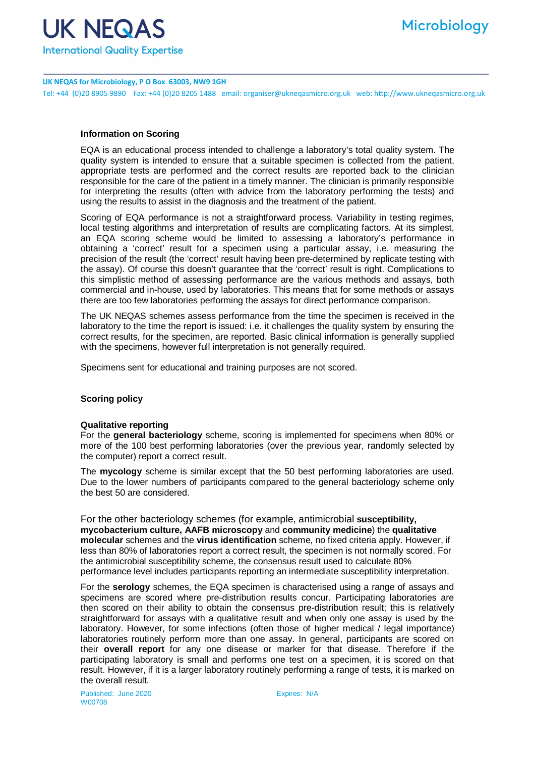# UK NEQAS

International Quality Expertise

Microbiology

**UK NEQAS for Microbiology, P O Box 63003, NW9 1GH**

Tel: +44 (0)20 8905 9890 Fax: +44 (0)20 8205 1488 email: organiser@ukneqasmicro.org.uk web: http://www.ukneqasmicro.org.uk

## Information on Scoring

EQA is an educational process intended to challenge a laboratory's total quality system. The quality system is intended to ensure that a suitable specimen is collected from the patient, appropriate tests are performed and the correct results are reported back to the clinician responsible for the care of the patient in a timely manner. The clinician is primarily responsible for interpreting the results (often with advice from the laboratory performing the tests) and using the results to assist in the diagnosis and the treatment of the patient.

Scoring of EQA performance is not a straightforward process. Variability in testing regimes, local testing algorithms and interpretation of results are complicating factors. At its simplest, an EQA scoring scheme would be limited to assessing a laboratory's performance in obtaining a 'correct' result for a specimen using a particular assay, i.e. measuring the precision of the result (the 'correct' result having been pre-determined by replicate testing with the assay). Of course this doesn't guarantee that the 'correct' result is right. Complications to this simplistic method of assessing performance are the various methods and assays, both commercial and in-house, used by laboratories. This means that for some methods or assays there are too few laboratories performing the assays for direct performance comparison.

The UK NEQAS schemes assess performance from the time the specimen is received in the laboratory to the time the report is issued: i.e. it challenges the quality system by ensuring the correct results, for the specimen, are reported. Basic clinical information is generally supplied with the specimens, however full interpretation is not generally required.

Specimens sent for educational and training purposes are not scored.

## Scoring policy

### Qualitative reporting

For the **general bacteriology** scheme, scoring is implemented for specimens when 80% or more of the 100 best performing laboratories (over the previous year, randomly selected by the computer) report a correct result.

The **mycology** scheme is similar except that the 50 best performing laboratories are used. Due to the lower numbers of participants compared to the general bacteriology scheme only the best 50 are considered.

For the other bacteriology schemes (for example, antimicrobial **susceptibility, mycobacterium culture, AAFB microscopy** and **community medicine**) the **qualitative molecular** schemes and the **virus identification** scheme, no fixed criteria apply. However, if less than 80% of laboratories report a correct result, the specimen is not normally scored. For the antimicrobial susceptibility scheme, the consensus result used to calculate 80% performance level includes participants reporting an intermediate susceptibility interpretation.

For the **serology** schemes, the EQA specimen is characterised using a range of assays and specimens are scored where pre-distribution results concur. Participating laboratories are then scored on their ability to obtain the consensus pre-distribution result; this is relatively straightforward for assays with a qualitative result and when only one assay is used by the laboratory. However, for some infections (often those of higher medical / legal importance) laboratories routinely perform more than one assay. In general, participants are scored on their **overall report** for any one disease or marker for that disease. Therefore if the participating laboratory is small and performs one test on a specimen, it is scored on that result. However, if it is a larger laboratory routinely performing a range of tests, it is marked on the overall result.

Published: June 2020
W00708

Expires: N/A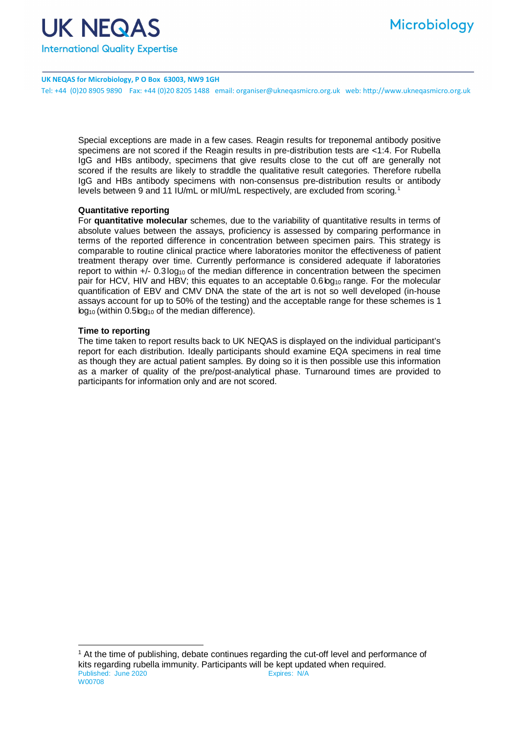Special exceptions are made in a few cases. Reagin results for treponemal antibody positive specimens are not scored if the Reagin results in pre-distribution tests are <1:4. For Rubella IgG and HBs antibody, specimens that give results close to the cut off are generally not scored if the results are likely to straddle the qualitative result categories. Therefore rubella IgG and HBs antibody specimens with non-consensus pre-distribution results or antibody levels between 9 and 11 IU/mL or mIU/mL respectively, are excluded from scoring.[1]

**Quantitative reporting**

For **quantitative molecular** schemes, due to the variability of quantitative results in terms of absolute values between the assays, proficiency is assessed by comparing performance in terms of the reported difference in concentration between specimen pairs. This strategy is comparable to routine clinical practice where laboratories monitor the effectiveness of patient treatment therapy over time. Currently performance is considered adequate if laboratories report to within +/- 0.3 $\log_{10}$ of the median difference in concentration between the specimen pair for HCV, HIV and HBV; this equates to an acceptable 0.6 $\log_{10}$ range. For the molecular quantification of EBV and CMV DNA the state of the art is not so well developed (in-house assays account for up to 50% of the testing) and the acceptable range for these schemes is 1 $\log_{10}$ (within 0.5 $\log_{10}$ of the median difference).

**Time to reporting**

The time taken to report results back to UK NEQAS is displayed on the individual participant's report for each distribution. Ideally participants should examine EQA specimens in real time as though they are actual patient samples. By doing so it is then possible use this information as a marker of quality of the pre/post-analytical phase. Turnaround times are provided to participants for information only and are not scored.

[1] At the time of publishing, debate continues regarding the cut-off level and performance of kits regarding rubella immunity. Participants will be kept updated when required.